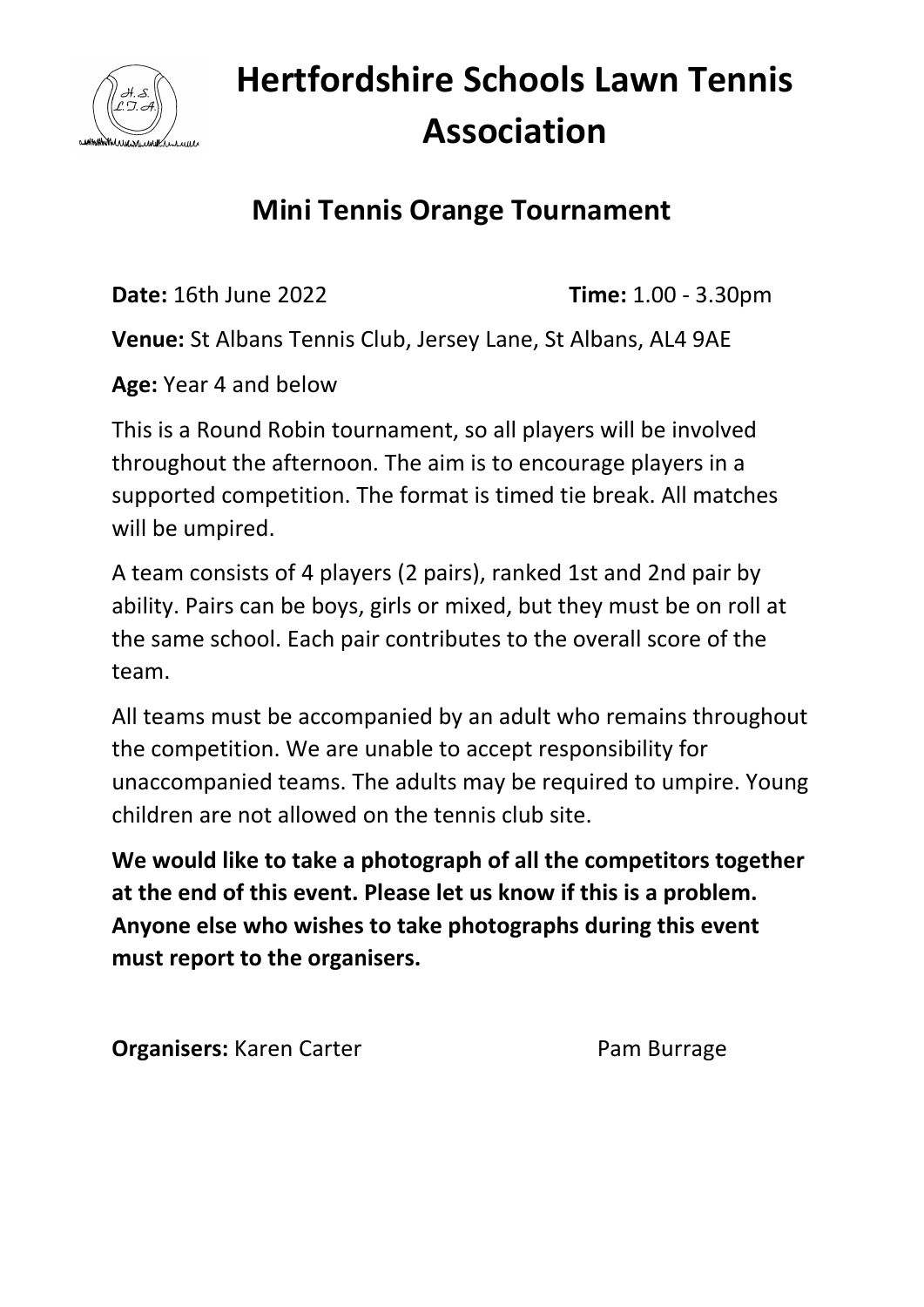# Hertfordshire Schools Lawn Tennis Association

## Mini Tennis Orange Tournament

**Date:** 16th June 2022 **Time:** 1.00 - 3.30pm

**Venue:** St Albans Tennis Club, Jersey Lane, St Albans, AL4 9AE

**Age:** Year 4 and below

This is a Round Robin tournament, so all players will be involved throughout the afternoon. The aim is to encourage players in a supported competition. The format is timed tie break. All matches will be umpired.

A team consists of 4 players (2 pairs), ranked 1st and 2nd pair by ability. Pairs can be boys, girls or mixed, but they must be on roll at the same school. Each pair contributes to the overall score of the team.

All teams must be accompanied by an adult who remains throughout the competition. We are unable to accept responsibility for unaccompanied teams. The adults may be required to umpire. Young children are not allowed on the tennis club site.

**We would like to take a photograph of all the competitors together at the end of this event. Please let us know if this is a problem. Anyone else who wishes to take photographs during this event must report to the organisers.**

**Organisers:** Karen Carter Pam Burrage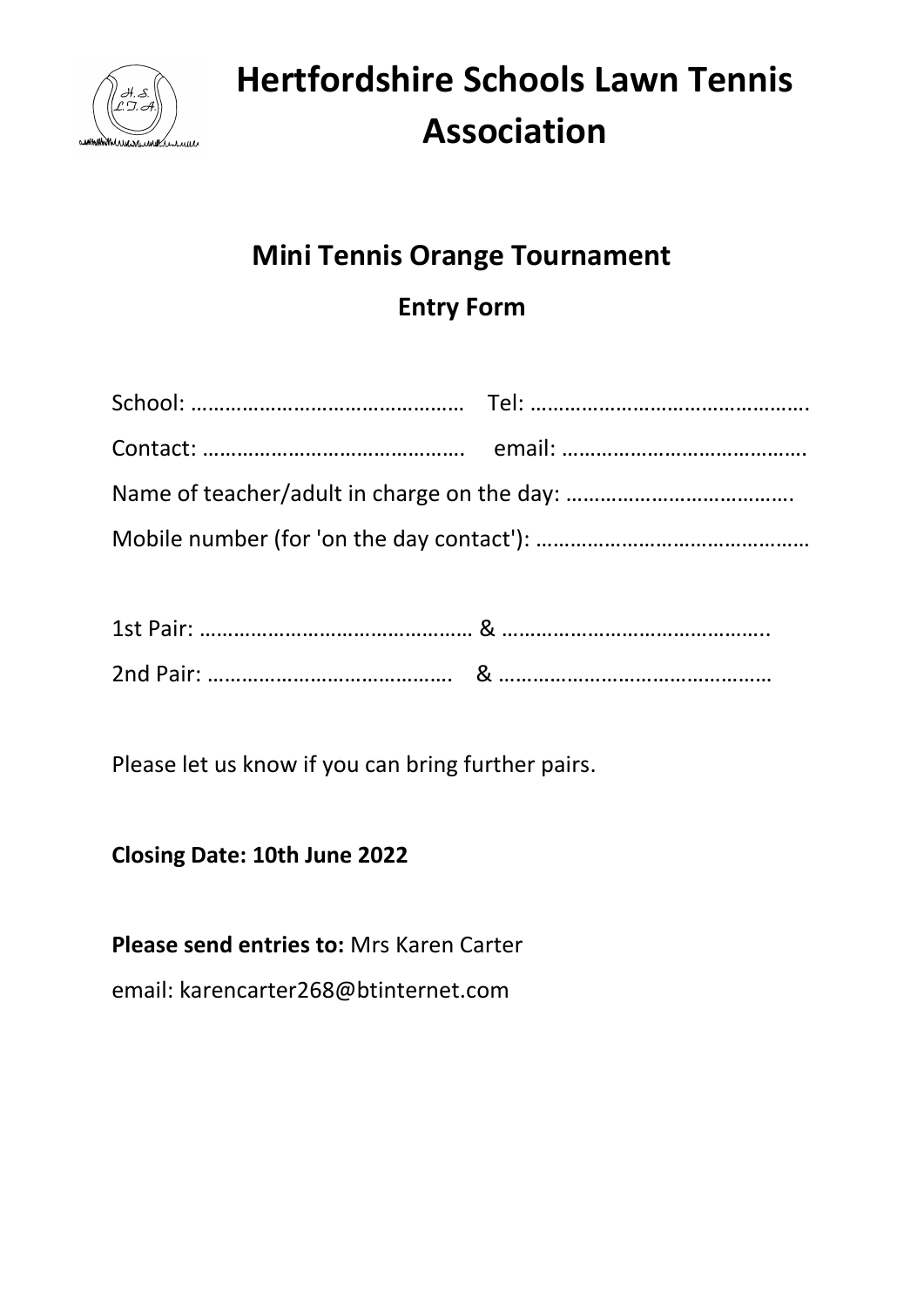# Hertfordshire Schools Lawn Tennis Association

## Mini Tennis Orange Tournament

### Entry Form

School: ……………………………………… Tel: ……………………………………….

Contact: ……………………………………. email: ………………………………….

Name of teacher/adult in charge on the day: ………………………………….

Mobile number (for 'on the day contact'): ………………………………………

1st Pair: ……………………………………… & ……………………………………..

2nd Pair: …………………………………. & ………………………………………

Please let us know if you can bring further pairs.

**Closing Date: 10th June 2022**

**Please send entries to:** Mrs Karen Carter

email: karencarter268@btinternet.com